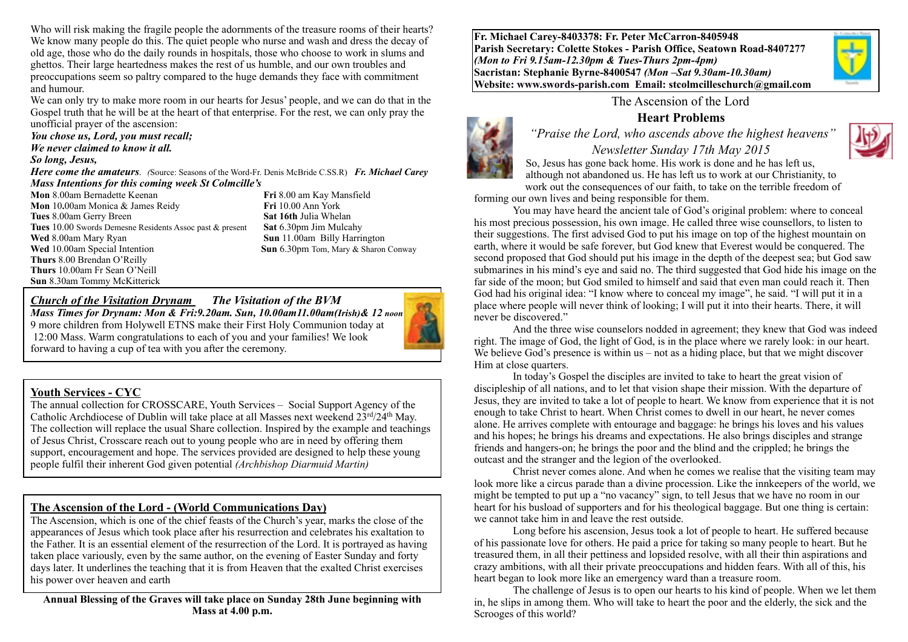Who will risk making the fragile people the adornments of the treasure rooms of their hearts? We know many people do this. The quiet people who nurse and wash and dress the decay of old age, those who do the daily rounds in hospitals, those who choose to work in slums and ghettos. Their large heartedness makes the rest of us humble, and our own troubles and preoccupations seem so paltry compared to the huge demands they face with commitment and humour.

We can only try to make more room in our hearts for Jesus' people, and we can do that in the Gospel truth that he will be at the heart of that enterprise. For the rest, we can only pray the unofficial prayer of the ascension:

***You chose us, Lord, you must recall;***
***We never claimed to know it all.***
***So long, Jesus,***
***Here come the amateurs**. (Source: Seasons of the Word-Fr. Denis McBride C.SS.R)* ***Fr. Michael Carey***

***Mass Intentions for this coming week St Colmcille's***

**Mon** 8.00am Bernadette Keenan
**Mon** 10**.**00am Monica & James Reidy
**Tues** 8.00am Gerry Breen
**Tues** 10.00 Swords Demesne Residents Assoc past & present
**Wed** 8.00am Mary Ryan
**Wed** 10.00am Special Intention
**Thurs** 8.00 Brendan O'Reilly
**Thurs** 10.00am Fr Sean O'Neill
**Sun** 8.30am Tommy McKitterick
**Fri** 8.00 am Kay Mansfield
**Fri** 10.00 Ann York
**Sat 16th** Julia Whelan
**Sat** 6.30pm Jim Mulcahy
**Sun** 11.00am Billy Harrington
**Sun** 6.30pm Tom, Mary & Sharon Conway

## *Church of the Visitation Drynam* *The Visitation of the BVM*

***Mass Times for Drynam: Mon & Fri:9.20am. Sun, 10.00am11.00am(Irish)& 12 noon***

9 more children from Holywell ETNS make their First Holy Communion today at 12:00 Mass. Warm congratulations to each of you and your families! We look forward to having a cup of tea with you after the ceremony.

## Youth Services - CYC

The annual collection for CROSSCARE, Youth Services – Social Support Agency of the Catholic Archdiocese of Dublin will take place at all Masses next weekend 23rd/24th May. The collection will replace the usual Share collection. Inspired by the example and teachings of Jesus Christ, Crosscare reach out to young people who are in need by offering them support, encouragement and hope. The services provided are designed to help these young people fulfil their inherent God given potential *(Archbishop Diarmuid Martin)*

## The Ascension of the Lord - (World Communications Day)

The Ascension, which is one of the chief feasts of the Church's year, marks the close of the appearances of Jesus which took place after his resurrection and celebrates his exaltation to the Father. It is an essential element of the resurrection of the Lord. It is portrayed as having taken place variously, even by the same author, on the evening of Easter Sunday and forty days later. It underlines the teaching that it is from Heaven that the exalted Christ exercises his power over heaven and earth

**Annual Blessing of the Graves will take place on Sunday 28th June beginning with Mass at 4.00 p.m.**

**Fr. Michael Carey-8403378: Fr. Peter McCarron-8405948**
**Parish Secretary: Colette Stokes - Parish Office, Seatown Road-8407277**
***(Mon to Fri 9.15am-12.30pm & Tues-Thurs 2pm-4pm)***
**Sacristan: Stephanie Byrne-8400547** ***(Mon –Sat 9.30am-10.30am)***
**Website: www.swords-parish.com Email: stcolmcilleschurch@gmail.com**

# The Ascension of the Lord

## Heart Problems

*"Praise the Lord, who ascends above the highest heavens"*

*Newsletter Sunday 17th May 2015*

So, Jesus has gone back home. His work is done and he has left us, although not abandoned us. He has left us to work at our Christianity, to work out the consequences of our faith, to take on the terrible freedom of forming our own lives and being responsible for them.

You may have heard the ancient tale of God's original problem: where to conceal his most precious possession, his own image. He called three wise counsellors, to listen to their suggestions. The first advised God to put his image on top of the highest mountain on earth, where it would be safe forever, but God knew that Everest would be conquered. The second proposed that God should put his image in the depth of the deepest sea; but God saw submarines in his mind's eye and said no. The third suggested that God hide his image on the far side of the moon; but God smiled to himself and said that even man could reach it. Then God had his original idea: "I know where to conceal my image", he said. "I will put it in a place where people will never think of looking; I will put it into their hearts. There, it will never be discovered."

And the three wise counselors nodded in agreement; they knew that God was indeed right. The image of God, the light of God, is in the place where we rarely look: in our heart. We believe God's presence is within us – not as a hiding place, but that we might discover Him at close quarters.

In today's Gospel the disciples are invited to take to heart the great vision of discipleship of all nations, and to let that vision shape their mission. With the departure of Jesus, they are invited to take a lot of people to heart. We know from experience that it is not enough to take Christ to heart. When Christ comes to dwell in our heart, he never comes alone. He arrives complete with entourage and baggage: he brings his loves and his values and his hopes; he brings his dreams and expectations. He also brings disciples and strange friends and hangers-on; he brings the poor and the blind and the crippled; he brings the outcast and the stranger and the legion of the overlooked.

Christ never comes alone. And when he comes we realise that the visiting team may look more like a circus parade than a divine procession. Like the innkeepers of the world, we might be tempted to put up a "no vacancy" sign, to tell Jesus that we have no room in our heart for his busload of supporters and for his theological baggage. But one thing is certain: we cannot take him in and leave the rest outside.

Long before his ascension, Jesus took a lot of people to heart. He suffered because of his passionate love for others. He paid a price for taking so many people to heart. But he treasured them, in all their pettiness and lopsided resolve, with all their thin aspirations and crazy ambitions, with all their private preoccupations and hidden fears. With all of this, his heart began to look more like an emergency ward than a treasure room.

The challenge of Jesus is to open our hearts to his kind of people. When we let them in, he slips in among them. Who will take to heart the poor and the elderly, the sick and the Scrooges of this world?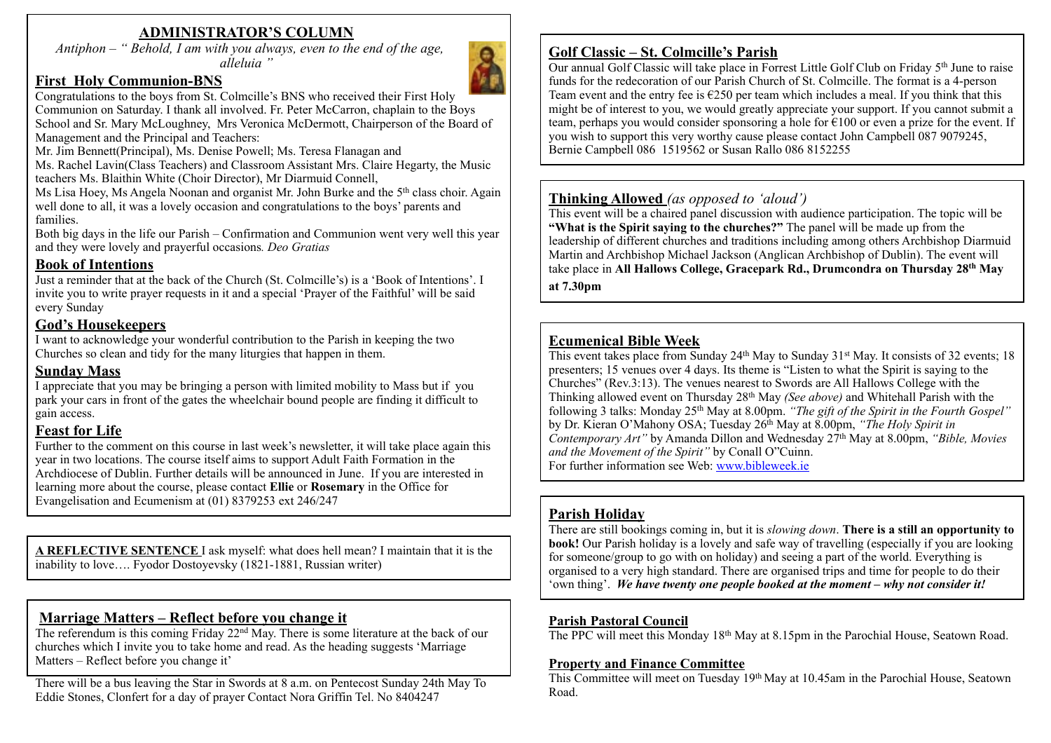## ADMINISTRATOR'S COLUMN

*Antiphon – " Behold, I am with you always, even to the end of the age, alleluia "*

### First Holy Communion-BNS

Congratulations to the boys from St. Colmcille's BNS who received their First Holy Communion on Saturday. I thank all involved. Fr. Peter McCarron, chaplain to the Boys School and Sr. Mary McLoughney, Mrs Veronica McDermott, Chairperson of the Board of Management and the Principal and Teachers:

Mr. Jim Bennett(Principal), Ms. Denise Powell; Ms. Teresa Flanagan and Ms. Rachel Lavin(Class Teachers) and Classroom Assistant Mrs. Claire Hegarty, the Music teachers Ms. Blaithin White (Choir Director), Mr Diarmuid Connell,

Ms Lisa Hoey, Ms Angela Noonan and organist Mr. John Burke and the 5th class choir. Again well done to all, it was a lovely occasion and congratulations to the boys' parents and families.

Both big days in the life our Parish – Confirmation and Communion went very well this year and they were lovely and prayerful occasions. *Deo Gratias*

### Book of Intentions

Just a reminder that at the back of the Church (St. Colmcille's) is a 'Book of Intentions'. I invite you to write prayer requests in it and a special 'Prayer of the Faithful' will be said every Sunday

### God's Housekeepers

I want to acknowledge your wonderful contribution to the Parish in keeping the two Churches so clean and tidy for the many liturgies that happen in them.

### Sunday Mass

I appreciate that you may be bringing a person with limited mobility to Mass but if you park your cars in front of the gates the wheelchair bound people are finding it difficult to gain access.

### Feast for Life

Further to the comment on this course in last week's newsletter, it will take place again this year in two locations. The course itself aims to support Adult Faith Formation in the Archdiocese of Dublin. Further details will be announced in June. If you are interested in learning more about the course, please contact **Ellie** or **Rosemary** in the Office for Evangelisation and Ecumenism at (01) 8379253 ext 246/247

**A REFLECTIVE SENTENCE** I ask myself: what does hell mean? I maintain that it is the inability to love…. Fyodor Dostoyevsky (1821-1881, Russian writer)

### Marriage Matters – Reflect before you change it

The referendum is this coming Friday 22nd May. There is some literature at the back of our churches which I invite you to take home and read. As the heading suggests 'Marriage Matters – Reflect before you change it'

There will be a bus leaving the Star in Swords at 8 a.m. on Pentecost Sunday 24th May To Eddie Stones, Clonfert for a day of prayer Contact Nora Griffin Tel. No 8404247

### Golf Classic – St. Colmcille's Parish

Our annual Golf Classic will take place in Forrest Little Golf Club on Friday 5th June to raise funds for the redecoration of our Parish Church of St. Colmcille. The format is a 4-person Team event and the entry fee is €250 per team which includes a meal. If you think that this might be of interest to you, we would greatly appreciate your support. If you cannot submit a team, perhaps you would consider sponsoring a hole for €100 or even a prize for the event. If you wish to support this very worthy cause please contact John Campbell 087 9079245, Bernie Campbell 086 1519562 or Susan Rallo 086 8152255

### Thinking Allowed *(as opposed to 'aloud')*

This event will be a chaired panel discussion with audience participation. The topic will be **"What is the Spirit saying to the churches?"** The panel will be made up from the leadership of different churches and traditions including among others Archbishop Diarmuid Martin and Archbishop Michael Jackson (Anglican Archbishop of Dublin). The event will take place in **All Hallows College, Gracepark Rd., Drumcondra on Thursday 28th May at 7.30pm**

### Ecumenical Bible Week

This event takes place from Sunday 24th May to Sunday 31st May. It consists of 32 events; 18 presenters; 15 venues over 4 days. Its theme is "Listen to what the Spirit is saying to the Churches" (Rev.3:13). The venues nearest to Swords are All Hallows College with the Thinking allowed event on Thursday 28th May *(See above)* and Whitehall Parish with the following 3 talks: Monday 25th May at 8.00pm. *"The gift of the Spirit in the Fourth Gospel"* by Dr. Kieran O'Mahony OSA; Tuesday 26th May at 8.00pm, *"The Holy Spirit in Contemporary Art"* by Amanda Dillon and Wednesday 27th May at 8.00pm, *"Bible, Movies and the Movement of the Spirit"* by Conall O"Cuinn.

For further information see Web: www.bibleweek.ie

### Parish Holiday

There are still bookings coming in, but it is *slowing down*. **There is a still an opportunity to book!** Our Parish holiday is a lovely and safe way of travelling (especially if you are looking for someone/group to go with on holiday) and seeing a part of the world. Everything is organised to a very high standard. There are organised trips and time for people to do their 'own thing'. ***We have twenty one people booked at the moment – why not consider it!***

#### Parish Pastoral Council

The PPC will meet this Monday 18th May at 8.15pm in the Parochial House, Seatown Road.

#### Property and Finance Committee

This Committee will meet on Tuesday 19th May at 10.45am in the Parochial House, Seatown Road.